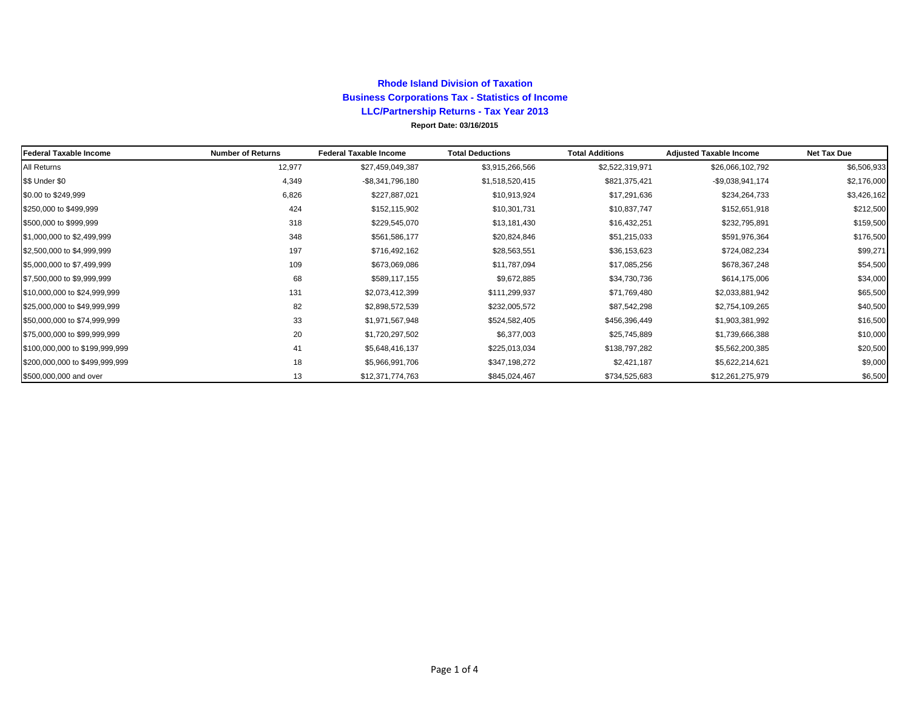**Rhode Island Division of Taxation**

**Business Corporations Tax - Statistics of Income**

**LLC/Partnership Returns - Tax Year 2013**

**Report Date: 03/16/2015**

| Federal Taxable Income | Number of Returns | Federal Taxable Income | Total Deductions | Total Additions | Adjusted Taxable Income | Net Tax Due |
|---|---|---|---|---|---|---|
| All Returns | 12,977 | $27,459,049,387 | $3,915,266,566 | $2,522,319,971 | $26,066,102,792 | $6,506,933 |
| $$ Under $0 | 4,349 | -$8,341,796,180 | $1,518,520,415 | $821,375,421 | -$9,038,941,174 | $2,176,000 |
| $0.00 to $249,999 | 6,826 | $227,887,021 | $10,913,924 | $17,291,636 | $234,264,733 | $3,426,162 |
| $250,000 to $499,999 | 424 | $152,115,902 | $10,301,731 | $10,837,747 | $152,651,918 | $212,500 |
| $500,000 to $999,999 | 318 | $229,545,070 | $13,181,430 | $16,432,251 | $232,795,891 | $159,500 |
| $1,000,000 to $2,499,999 | 348 | $561,586,177 | $20,824,846 | $51,215,033 | $591,976,364 | $176,500 |
| $2,500,000 to $4,999,999 | 197 | $716,492,162 | $28,563,551 | $36,153,623 | $724,082,234 | $99,271 |
| $5,000,000 to $7,499,999 | 109 | $673,069,086 | $11,787,094 | $17,085,256 | $678,367,248 | $54,500 |
| $7,500,000 to $9,999,999 | 68 | $589,117,155 | $9,672,885 | $34,730,736 | $614,175,006 | $34,000 |
| $10,000,000 to $24,999,999 | 131 | $2,073,412,399 | $111,299,937 | $71,769,480 | $2,033,881,942 | $65,500 |
| $25,000,000 to $49,999,999 | 82 | $2,898,572,539 | $232,005,572 | $87,542,298 | $2,754,109,265 | $40,500 |
| $50,000,000 to $74,999,999 | 33 | $1,971,567,948 | $524,582,405 | $456,396,449 | $1,903,381,992 | $16,500 |
| $75,000,000 to $99,999,999 | 20 | $1,720,297,502 | $6,377,003 | $25,745,889 | $1,739,666,388 | $10,000 |
| $100,000,000 to $199,999,999 | 41 | $5,648,416,137 | $225,013,034 | $138,797,282 | $5,562,200,385 | $20,500 |
| $200,000,000 to $499,999,999 | 18 | $5,966,991,706 | $347,198,272 | $2,421,187 | $5,622,214,621 | $9,000 |
| $500,000,000 and over | 13 | $12,371,774,763 | $845,024,467 | $734,525,683 | $12,261,275,979 | $6,500 |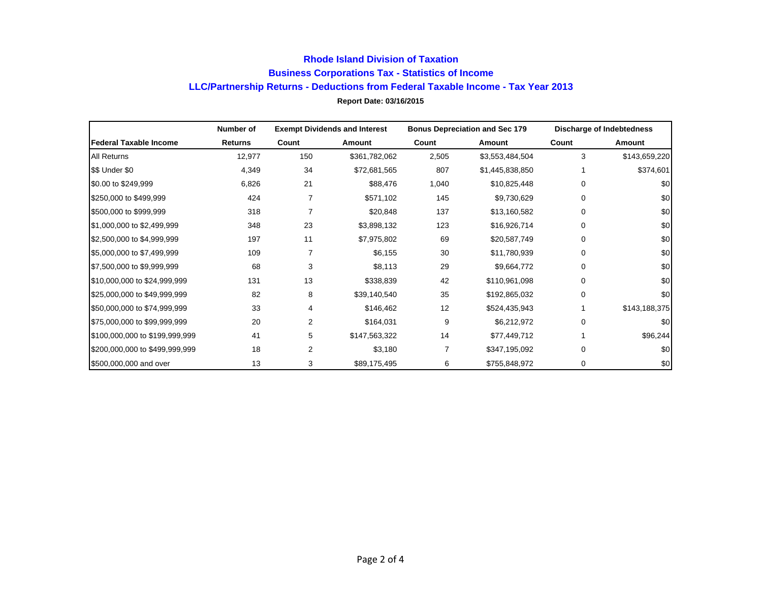# Rhode Island Division of Taxation

## Business Corporations Tax - Statistics of Income

### LLC/Partnership Returns - Deductions from Federal Taxable Income - Tax Year 2013

**Report Date: 03/16/2015**

| | Number of | Exempt Dividends and Interest | | Bonus Depreciation and Sec 179 | | Discharge of Indebtedness | |
|---|---|---|---|---|---|---|---|
| **Federal Taxable Income** | **Returns** | **Count** | **Amount** | **Count** | **Amount** | **Count** | **Amount** |
| All Returns | 12,977 | 150 | $361,782,062 | 2,505 | $3,553,484,504 | 3 | $143,659,220 |
| $$ Under $0 | 4,349 | 34 | $72,681,565 | 807 | $1,445,838,850 | 1 | $374,601 |
| $0.00 to $249,999 | 6,826 | 21 | $88,476 | 1,040 | $10,825,448 | 0 | $0 |
| $250,000 to $499,999 | 424 | 7 | $571,102 | 145 | $9,730,629 | 0 | $0 |
| $500,000 to $999,999 | 318 | 7 | $20,848 | 137 | $13,160,582 | 0 | $0 |
| $1,000,000 to $2,499,999 | 348 | 23 | $3,898,132 | 123 | $16,926,714 | 0 | $0 |
| $2,500,000 to $4,999,999 | 197 | 11 | $7,975,802 | 69 | $20,587,749 | 0 | $0 |
| $5,000,000 to $7,499,999 | 109 | 7 | $6,155 | 30 | $11,780,939 | 0 | $0 |
| $7,500,000 to $9,999,999 | 68 | 3 | $8,113 | 29 | $9,664,772 | 0 | $0 |
| $10,000,000 to $24,999,999 | 131 | 13 | $338,839 | 42 | $110,961,098 | 0 | $0 |
| $25,000,000 to $49,999,999 | 82 | 8 | $39,140,540 | 35 | $192,865,032 | 0 | $0 |
| $50,000,000 to $74,999,999 | 33 | 4 | $146,462 | 12 | $524,435,943 | 1 | $143,188,375 |
| $75,000,000 to $99,999,999 | 20 | 2 | $164,031 | 9 | $6,212,972 | 0 | $0 |
| $100,000,000 to $199,999,999 | 41 | 5 | $147,563,322 | 14 | $77,449,712 | 1 | $96,244 |
| $200,000,000 to $499,999,999 | 18 | 2 | $3,180 | 7 | $347,195,092 | 0 | $0 |
| $500,000,000 and over | 13 | 3 | $89,175,495 | 6 | $755,848,972 | 0 | $0 |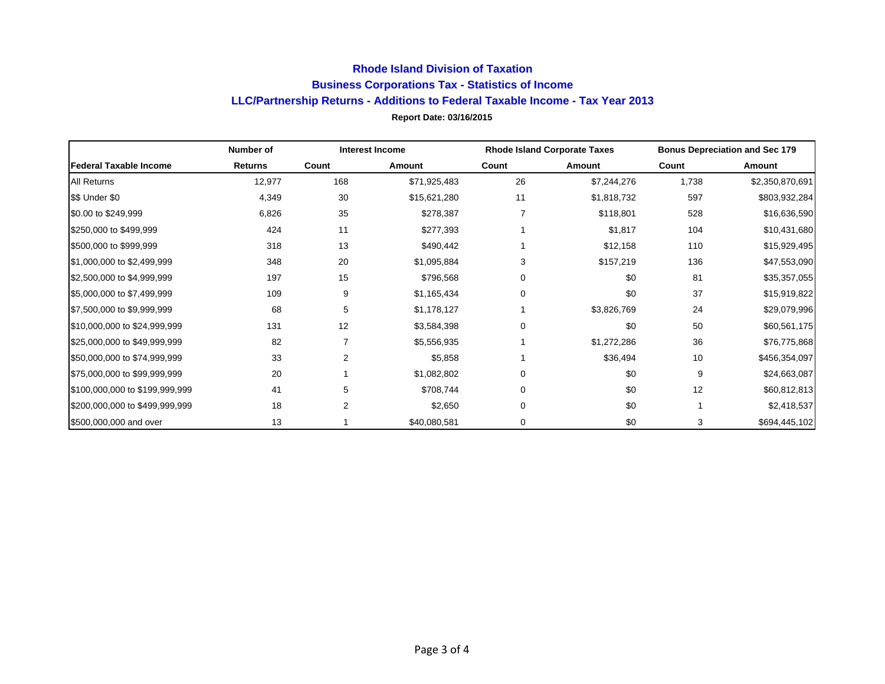# Rhode Island Division of Taxation

## Business Corporations Tax - Statistics of Income

## LLC/Partnership Returns - Additions to Federal Taxable Income - Tax Year 2013

**Report Date: 03/16/2015**

| | Number of | Interest Income | | Rhode Island Corporate Taxes | | Bonus Depreciation and Sec 179 | |
|---|---|---|---|---|---|---|---|
| **Federal Taxable Income** | **Returns** | **Count** | **Amount** | **Count** | **Amount** | **Count** | **Amount** |
| All Returns | 12,977 | 168 | $71,925,483 | 26 | $7,244,276 | 1,738 | $2,350,870,691 |
| $$ Under $0 | 4,349 | 30 | $15,621,280 | 11 | $1,818,732 | 597 | $803,932,284 |
| $0.00 to $249,999 | 6,826 | 35 | $278,387 | 7 | $118,801 | 528 | $16,636,590 |
| $250,000 to $499,999 | 424 | 11 | $277,393 | 1 | $1,817 | 104 | $10,431,680 |
| $500,000 to $999,999 | 318 | 13 | $490,442 | 1 | $12,158 | 110 | $15,929,495 |
| $1,000,000 to $2,499,999 | 348 | 20 | $1,095,884 | 3 | $157,219 | 136 | $47,553,090 |
| $2,500,000 to $4,999,999 | 197 | 15 | $796,568 | 0 | $0 | 81 | $35,357,055 |
| $5,000,000 to $7,499,999 | 109 | 9 | $1,165,434 | 0 | $0 | 37 | $15,919,822 |
| $7,500,000 to $9,999,999 | 68 | 5 | $1,178,127 | 1 | $3,826,769 | 24 | $29,079,996 |
| $10,000,000 to $24,999,999 | 131 | 12 | $3,584,398 | 0 | $0 | 50 | $60,561,175 |
| $25,000,000 to $49,999,999 | 82 | 7 | $5,556,935 | 1 | $1,272,286 | 36 | $76,775,868 |
| $50,000,000 to $74,999,999 | 33 | 2 | $5,858 | 1 | $36,494 | 10 | $456,354,097 |
| $75,000,000 to $99,999,999 | 20 | 1 | $1,082,802 | 0 | $0 | 9 | $24,663,087 |
| $100,000,000 to $199,999,999 | 41 | 5 | $708,744 | 0 | $0 | 12 | $60,812,813 |
| $200,000,000 to $499,999,999 | 18 | 2 | $2,650 | 0 | $0 | 1 | $2,418,537 |
| $500,000,000 and over | 13 | 1 | $40,080,581 | 0 | $0 | 3 | $694,445,102 |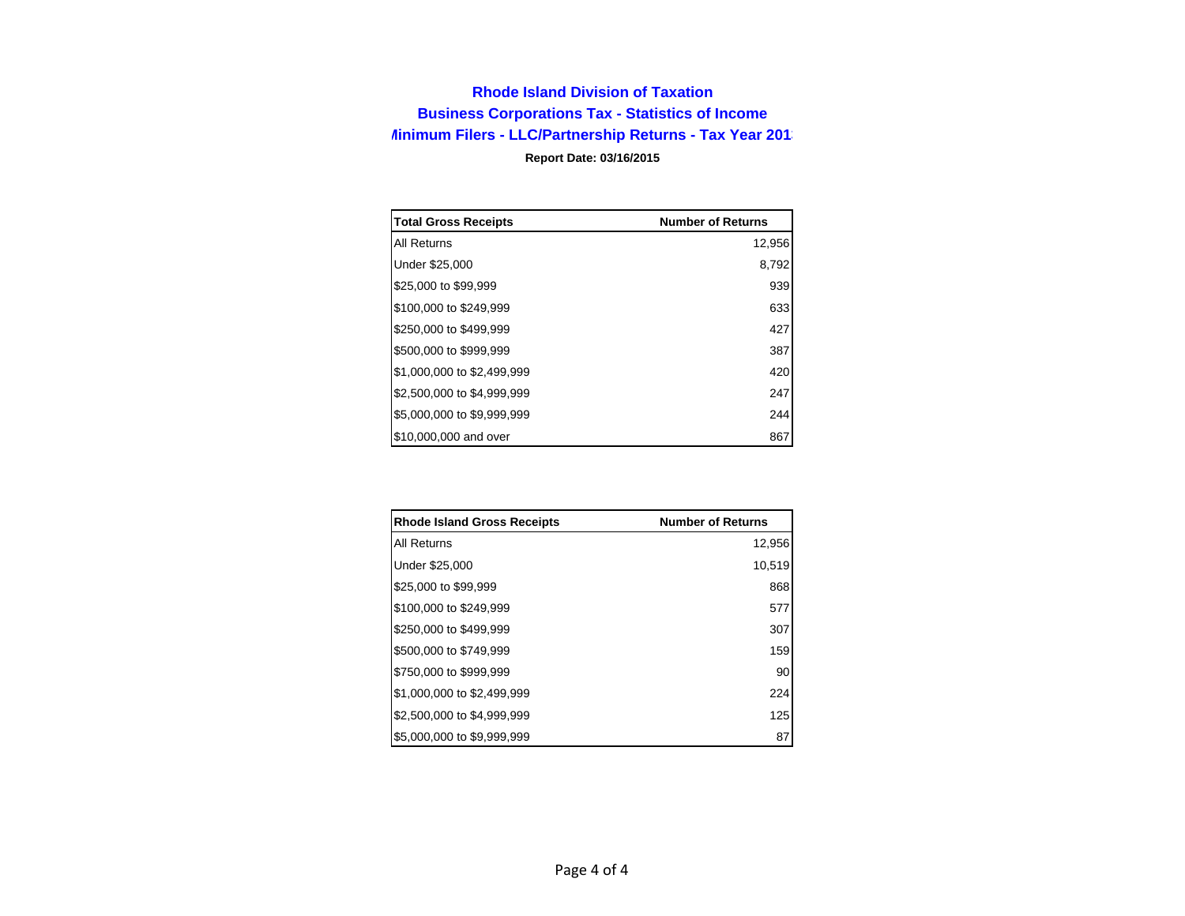# Rhode Island Division of Taxation

## Business Corporations Tax - Statistics of Income

## Minimum Filers - LLC/Partnership Returns - Tax Year 2013

**Report Date: 03/16/2015**

| Total Gross Receipts | Number of Returns |
|---|---|
| All Returns | 12,956 |
| Under $25,000 | 8,792 |
| $25,000 to $99,999 | 939 |
| $100,000 to $249,999 | 633 |
| $250,000 to $499,999 | 427 |
| $500,000 to $999,999 | 387 |
| $1,000,000 to $2,499,999 | 420 |
| $2,500,000 to $4,999,999 | 247 |
| $5,000,000 to $9,999,999 | 244 |
| $10,000,000 and over | 867 |

| Rhode Island Gross Receipts | Number of Returns |
|---|---|
| All Returns | 12,956 |
| Under $25,000 | 10,519 |
| $25,000 to $99,999 | 868 |
| $100,000 to $249,999 | 577 |
| $250,000 to $499,999 | 307 |
| $500,000 to $749,999 | 159 |
| $750,000 to $999,999 | 90 |
| $1,000,000 to $2,499,999 | 224 |
| $2,500,000 to $4,999,999 | 125 |
| $5,000,000 to $9,999,999 | 87 |